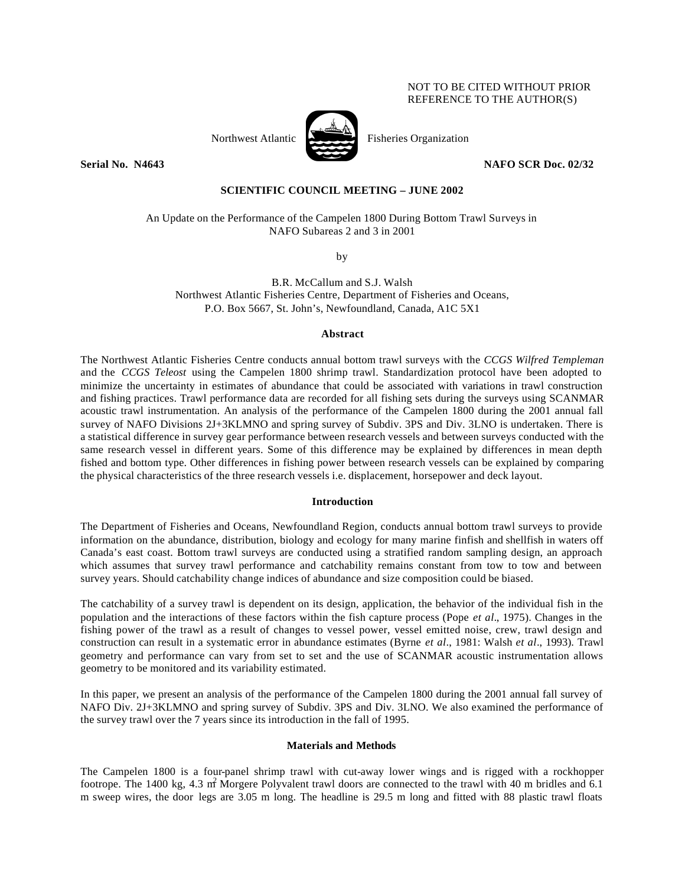NOT TO BE CITED WITHOUT PRIOR
REFERENCE TO THE AUTHOR(S)

Northwest Atlantic Fisheries Organization

**Serial No. N4643** **NAFO SCR Doc. 02/32**

**SCIENTIFIC COUNCIL MEETING – JUNE 2002**

An Update on the Performance of the Campelen 1800 During Bottom Trawl Surveys in NAFO Subareas 2 and 3 in 2001

by

B.R. McCallum and S.J. Walsh
Northwest Atlantic Fisheries Centre, Department of Fisheries and Oceans,
P.O. Box 5667, St. John's, Newfoundland, Canada, A1C 5X1

## Abstract

The Northwest Atlantic Fisheries Centre conducts annual bottom trawl surveys with the *CCGS Wilfred Templeman* and the *CCGS Teleost* using the Campelen 1800 shrimp trawl. Standardization protocol have been adopted to minimize the uncertainty in estimates of abundance that could be associated with variations in trawl construction and fishing practices. Trawl performance data are recorded for all fishing sets during the surveys using SCANMAR acoustic trawl instrumentation. An analysis of the performance of the Campelen 1800 during the 2001 annual fall survey of NAFO Divisions 2J+3KLMNO and spring survey of Subdiv. 3PS and Div. 3LNO is undertaken. There is a statistical difference in survey gear performance between research vessels and between surveys conducted with the same research vessel in different years. Some of this difference may be explained by differences in mean depth fished and bottom type. Other differences in fishing power between research vessels can be explained by comparing the physical characteristics of the three research vessels i.e. displacement, horsepower and deck layout.

## Introduction

The Department of Fisheries and Oceans, Newfoundland Region, conducts annual bottom trawl surveys to provide information on the abundance, distribution, biology and ecology for many marine finfish and shellfish in waters off Canada's east coast. Bottom trawl surveys are conducted using a stratified random sampling design, an approach which assumes that survey trawl performance and catchability remains constant from tow to tow and between survey years. Should catchability change indices of abundance and size composition could be biased.

The catchability of a survey trawl is dependent on its design, application, the behavior of the individual fish in the population and the interactions of these factors within the fish capture process (Pope *et al*., 1975). Changes in the fishing power of the trawl as a result of changes to vessel power, vessel emitted noise, crew, trawl design and construction can result in a systematic error in abundance estimates (Byrne *et al*., 1981: Walsh *et al*., 1993). Trawl geometry and performance can vary from set to set and the use of SCANMAR acoustic instrumentation allows geometry to be monitored and its variability estimated.

In this paper, we present an analysis of the performance of the Campelen 1800 during the 2001 annual fall survey of NAFO Div. 2J+3KLMNO and spring survey of Subdiv. 3PS and Div. 3LNO. We also examined the performance of the survey trawl over the 7 years since its introduction in the fall of 1995.

## Materials and Methods

The Campelen 1800 is a four-panel shrimp trawl with cut-away lower wings and is rigged with a rockhopper footrope. The 1400 kg, 4.3 $m^2$ Morgere Polyvalent trawl doors are connected to the trawl with 40 m bridles and 6.1 m sweep wires, the door legs are 3.05 m long. The headline is 29.5 m long and fitted with 88 plastic trawl floats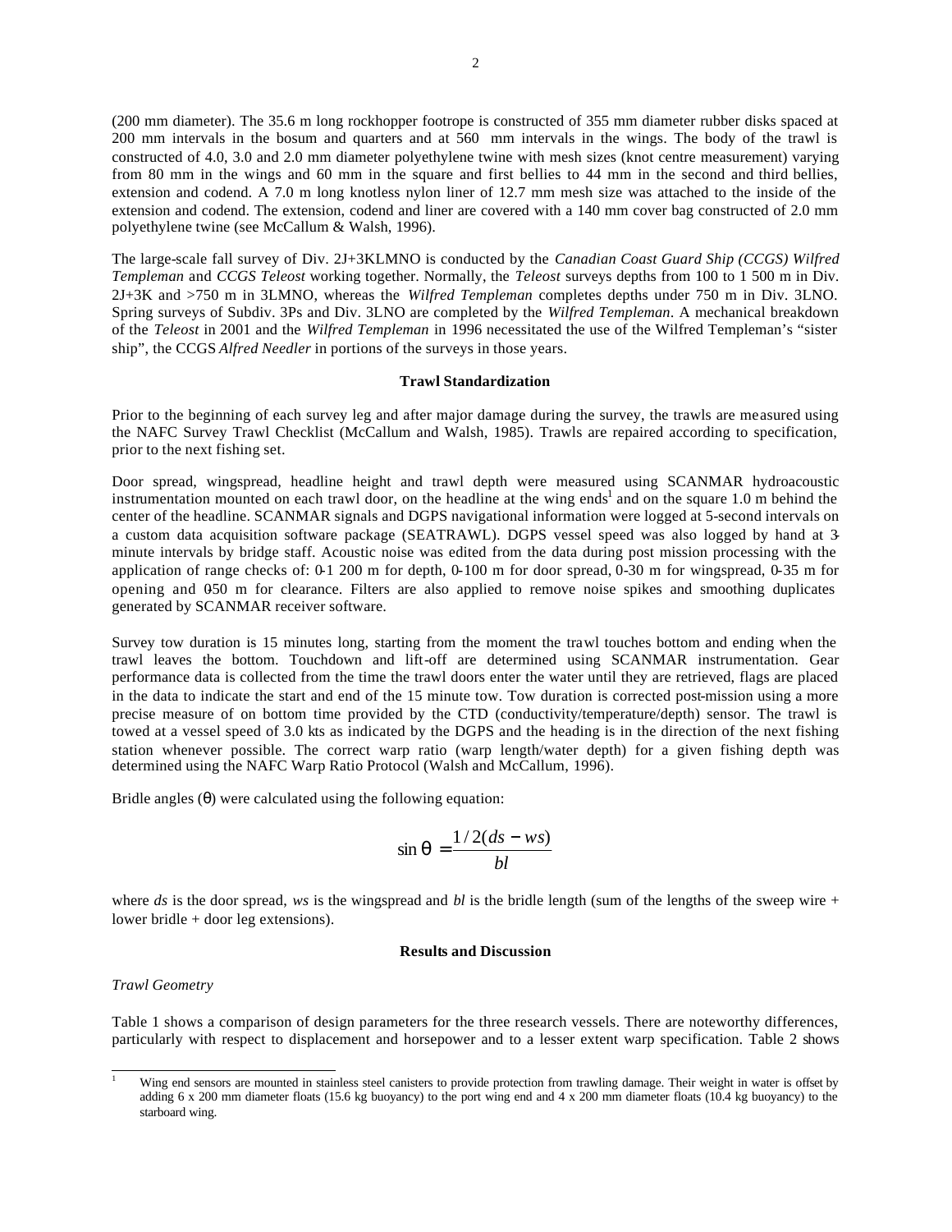(200 mm diameter). The 35.6 m long rockhopper footrope is constructed of 355 mm diameter rubber disks spaced at 200 mm intervals in the bosum and quarters and at 560 mm intervals in the wings. The body of the trawl is constructed of 4.0, 3.0 and 2.0 mm diameter polyethylene twine with mesh sizes (knot centre measurement) varying from 80 mm in the wings and 60 mm in the square and first bellies to 44 mm in the second and third bellies, extension and codend. A 7.0 m long knotless nylon liner of 12.7 mm mesh size was attached to the inside of the extension and codend. The extension, codend and liner are covered with a 140 mm cover bag constructed of 2.0 mm polyethylene twine (see McCallum & Walsh, 1996).

The large-scale fall survey of Div. 2J+3KLMNO is conducted by the *Canadian Coast Guard Ship (CCGS) Wilfred Templeman* and *CCGS Teleost* working together. Normally, the *Teleost* surveys depths from 100 to 1 500 m in Div. 2J+3K and >750 m in 3LMNO, whereas the *Wilfred Templeman* completes depths under 750 m in Div. 3LNO. Spring surveys of Subdiv. 3Ps and Div. 3LNO are completed by the *Wilfred Templeman*. A mechanical breakdown of the *Teleost* in 2001 and the *Wilfred Templeman* in 1996 necessitated the use of the Wilfred Templeman's "sister ship", the CCGS *Alfred Needler* in portions of the surveys in those years.

**Trawl Standardization**

Prior to the beginning of each survey leg and after major damage during the survey, the trawls are measured using the NAFC Survey Trawl Checklist (McCallum and Walsh, 1985). Trawls are repaired according to specification, prior to the next fishing set.

Door spread, wingspread, headline height and trawl depth were measured using SCANMAR hydroacoustic instrumentation mounted on each trawl door, on the headline at the wing ends[1] and on the square 1.0 m behind the center of the headline. SCANMAR signals and DGPS navigational information were logged at 5-second intervals on a custom data acquisition software package (SEATRAWL). DGPS vessel speed was also logged by hand at 3-minute intervals by bridge staff. Acoustic noise was edited from the data during post mission processing with the application of range checks of: 0-1 200 m for depth, 0-100 m for door spread, 0-30 m for wingspread, 0-35 m for opening and 0-50 m for clearance. Filters are also applied to remove noise spikes and smoothing duplicates generated by SCANMAR receiver software.

Survey tow duration is 15 minutes long, starting from the moment the trawl touches bottom and ending when the trawl leaves the bottom. Touchdown and lift-off are determined using SCANMAR instrumentation. Gear performance data is collected from the time the trawl doors enter the water until they are retrieved, flags are placed in the data to indicate the start and end of the 15 minute tow. Tow duration is corrected post-mission using a more precise measure of on bottom time provided by the CTD (conductivity/temperature/depth) sensor. The trawl is towed at a vessel speed of 3.0 kts as indicated by the DGPS and the heading is in the direction of the next fishing station whenever possible. The correct warp ratio (warp length/water depth) for a given fishing depth was determined using the NAFC Warp Ratio Protocol (Walsh and McCallum, 1996).

Bridle angles ($\theta$) were calculated using the following equation:

$$\sin\theta = \frac{1/2(ds - ws)}{bl}$$

where *ds* is the door spread, *ws* is the wingspread and *bl* is the bridle length (sum of the lengths of the sweep wire + lower bridle + door leg extensions).

**Results and Discussion**

*Trawl Geometry*

Table 1 shows a comparison of design parameters for the three research vessels. There are noteworthy differences, particularly with respect to displacement and horsepower and to a lesser extent warp specification. Table 2 shows

[1] Wing end sensors are mounted in stainless steel canisters to provide protection from trawling damage. Their weight in water is offset by adding 6 x 200 mm diameter floats (15.6 kg buoyancy) to the port wing end and 4 x 200 mm diameter floats (10.4 kg buoyancy) to the starboard wing.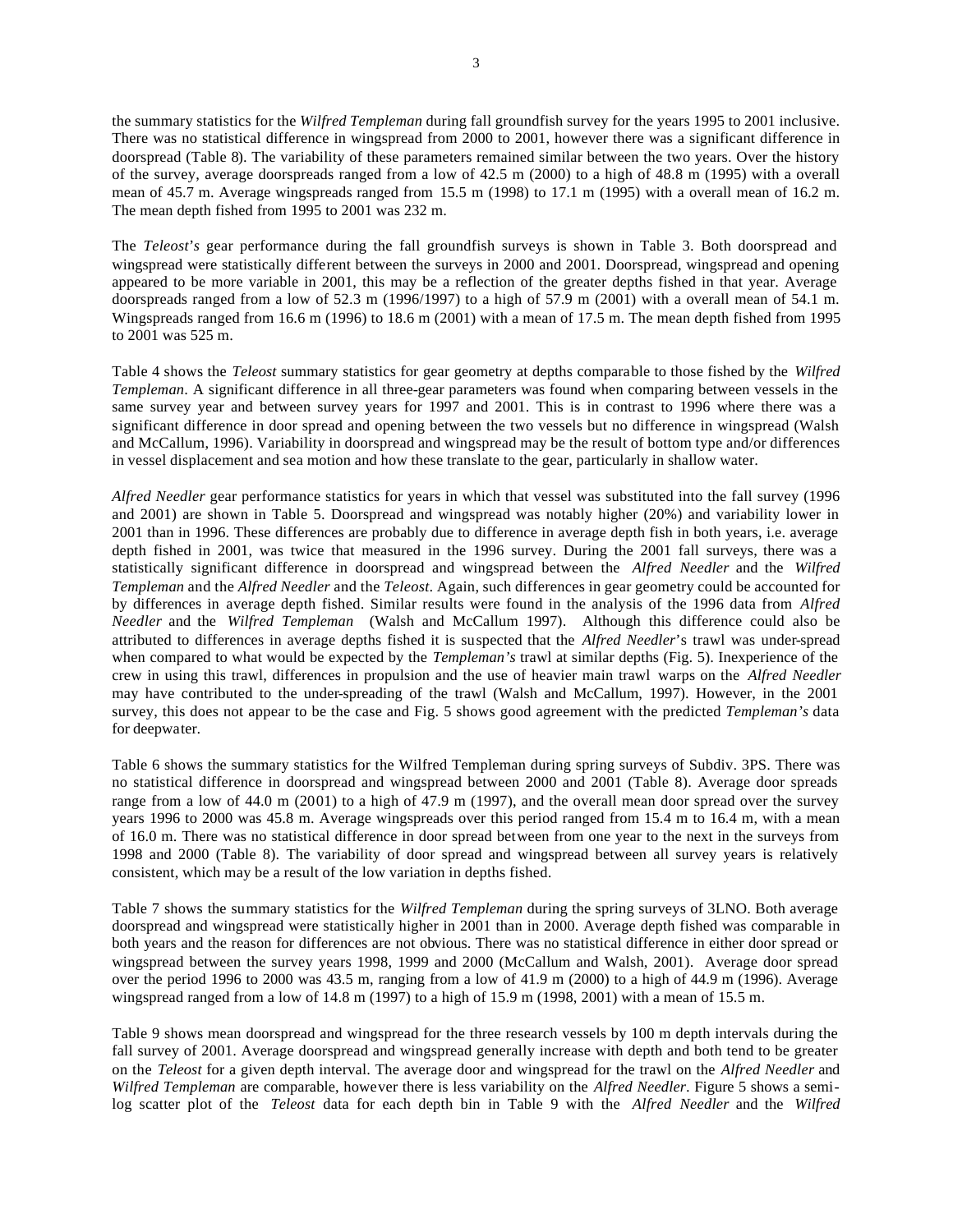the summary statistics for the *Wilfred Templeman* during fall groundfish survey for the years 1995 to 2001 inclusive. There was no statistical difference in wingspread from 2000 to 2001, however there was a significant difference in doorspread (Table 8). The variability of these parameters remained similar between the two years. Over the history of the survey, average doorspreads ranged from a low of 42.5 m (2000) to a high of 48.8 m (1995) with a overall mean of 45.7 m. Average wingspreads ranged from 15.5 m (1998) to 17.1 m (1995) with a overall mean of 16.2 m. The mean depth fished from 1995 to 2001 was 232 m.

The *Teleost's* gear performance during the fall groundfish surveys is shown in Table 3. Both doorspread and wingspread were statistically different between the surveys in 2000 and 2001. Doorspread, wingspread and opening appeared to be more variable in 2001, this may be a reflection of the greater depths fished in that year. Average doorspreads ranged from a low of 52.3 m (1996/1997) to a high of 57.9 m (2001) with a overall mean of 54.1 m. Wingspreads ranged from 16.6 m (1996) to 18.6 m (2001) with a mean of 17.5 m. The mean depth fished from 1995 to 2001 was 525 m.

Table 4 shows the *Teleost* summary statistics for gear geometry at depths comparable to those fished by the *Wilfred Templeman*. A significant difference in all three-gear parameters was found when comparing between vessels in the same survey year and between survey years for 1997 and 2001. This is in contrast to 1996 where there was a significant difference in door spread and opening between the two vessels but no difference in wingspread (Walsh and McCallum, 1996). Variability in doorspread and wingspread may be the result of bottom type and/or differences in vessel displacement and sea motion and how these translate to the gear, particularly in shallow water.

*Alfred Needler* gear performance statistics for years in which that vessel was substituted into the fall survey (1996 and 2001) are shown in Table 5. Doorspread and wingspread was notably higher (20%) and variability lower in 2001 than in 1996. These differences are probably due to difference in average depth fish in both years, i.e. average depth fished in 2001, was twice that measured in the 1996 survey. During the 2001 fall surveys, there was a statistically significant difference in doorspread and wingspread between the *Alfred Needler* and the *Wilfred Templeman* and the *Alfred Needler* and the *Teleost*. Again, such differences in gear geometry could be accounted for by differences in average depth fished. Similar results were found in the analysis of the 1996 data from *Alfred Needler* and the *Wilfred Templeman* (Walsh and McCallum 1997). Although this difference could also be attributed to differences in average depths fished it is suspected that the *Alfred Needler*'s trawl was under-spread when compared to what would be expected by the *Templeman's* trawl at similar depths (Fig. 5). Inexperience of the crew in using this trawl, differences in propulsion and the use of heavier main trawl warps on the *Alfred Needler* may have contributed to the under-spreading of the trawl (Walsh and McCallum, 1997). However, in the 2001 survey, this does not appear to be the case and Fig. 5 shows good agreement with the predicted *Templeman's* data for deepwater.

Table 6 shows the summary statistics for the Wilfred Templeman during spring surveys of Subdiv. 3PS. There was no statistical difference in doorspread and wingspread between 2000 and 2001 (Table 8). Average door spreads range from a low of 44.0 m (2001) to a high of 47.9 m (1997), and the overall mean door spread over the survey years 1996 to 2000 was 45.8 m. Average wingspreads over this period ranged from 15.4 m to 16.4 m, with a mean of 16.0 m. There was no statistical difference in door spread between from one year to the next in the surveys from 1998 and 2000 (Table 8). The variability of door spread and wingspread between all survey years is relatively consistent, which may be a result of the low variation in depths fished.

Table 7 shows the summary statistics for the *Wilfred Templeman* during the spring surveys of 3LNO. Both average doorspread and wingspread were statistically higher in 2001 than in 2000. Average depth fished was comparable in both years and the reason for differences are not obvious. There was no statistical difference in either door spread or wingspread between the survey years 1998, 1999 and 2000 (McCallum and Walsh, 2001). Average door spread over the period 1996 to 2000 was 43.5 m, ranging from a low of 41.9 m (2000) to a high of 44.9 m (1996). Average wingspread ranged from a low of 14.8 m (1997) to a high of 15.9 m (1998, 2001) with a mean of 15.5 m.

Table 9 shows mean doorspread and wingspread for the three research vessels by 100 m depth intervals during the fall survey of 2001. Average doorspread and wingspread generally increase with depth and both tend to be greater on the *Teleost* for a given depth interval. The average door and wingspread for the trawl on the *Alfred Needler* and *Wilfred Templeman* are comparable, however there is less variability on the *Alfred Needler*. Figure 5 shows a semi-log scatter plot of the *Teleost* data for each depth bin in Table 9 with the *Alfred Needler* and the *Wilfred*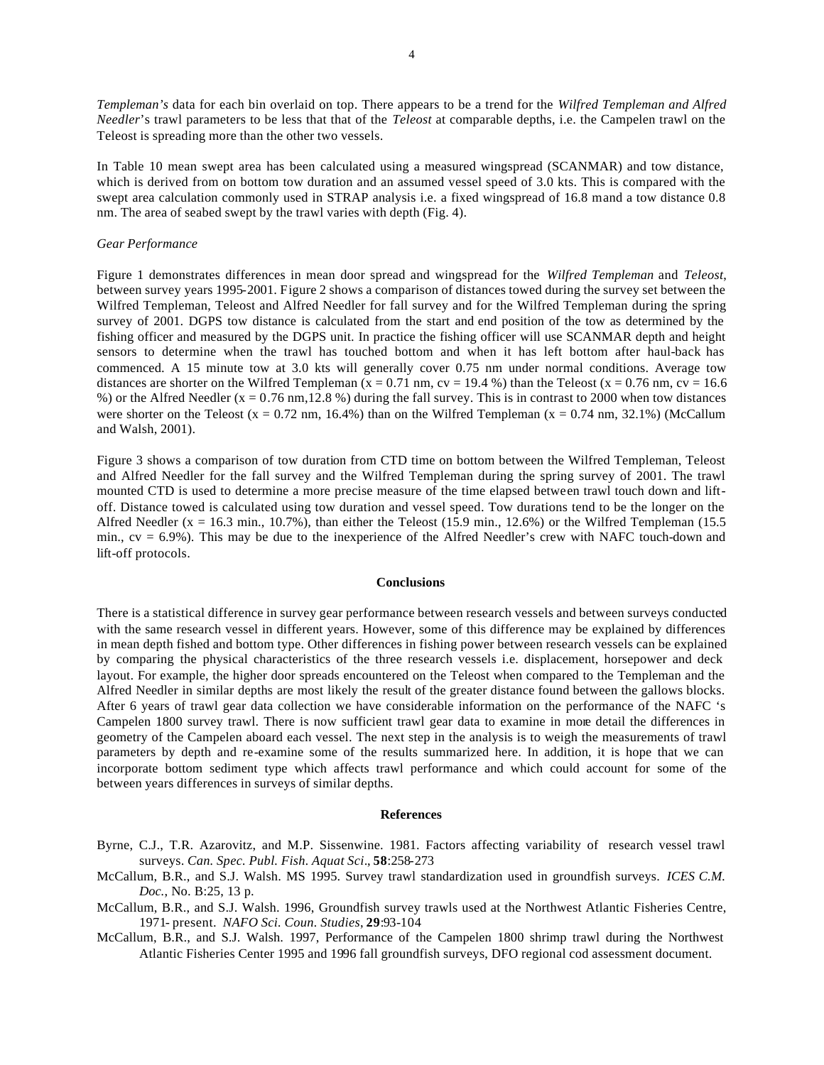*Templeman's* data for each bin overlaid on top. There appears to be a trend for the *Wilfred Templeman and Alfred Needler*'s trawl parameters to be less that that of the *Teleost* at comparable depths, i.e. the Campelen trawl on the Teleost is spreading more than the other two vessels.

In Table 10 mean swept area has been calculated using a measured wingspread (SCANMAR) and tow distance, which is derived from on bottom tow duration and an assumed vessel speed of 3.0 kts. This is compared with the swept area calculation commonly used in STRAP analysis i.e. a fixed wingspread of 16.8 mand a tow distance 0.8 nm. The area of seabed swept by the trawl varies with depth (Fig. 4).

*Gear Performance*

Figure 1 demonstrates differences in mean door spread and wingspread for the *Wilfred Templeman* and *Teleost*, between survey years 1995-2001. Figure 2 shows a comparison of distances towed during the survey set between the Wilfred Templeman, Teleost and Alfred Needler for fall survey and for the Wilfred Templeman during the spring survey of 2001. DGPS tow distance is calculated from the start and end position of the tow as determined by the fishing officer and measured by the DGPS unit. In practice the fishing officer will use SCANMAR depth and height sensors to determine when the trawl has touched bottom and when it has left bottom after haul-back has commenced. A 15 minute tow at 3.0 kts will generally cover 0.75 nm under normal conditions. Average tow distances are shorter on the Wilfred Templeman (x = 0.71 nm, cv = 19.4 %) than the Teleost (x = 0.76 nm, cv = 16.6 %) or the Alfred Needler (x = 0.76 nm,12.8 %) during the fall survey. This is in contrast to 2000 when tow distances were shorter on the Teleost (x = 0.72 nm, 16.4%) than on the Wilfred Templeman (x = 0.74 nm, 32.1%) (McCallum and Walsh, 2001).

Figure 3 shows a comparison of tow duration from CTD time on bottom between the Wilfred Templeman, Teleost and Alfred Needler for the fall survey and the Wilfred Templeman during the spring survey of 2001. The trawl mounted CTD is used to determine a more precise measure of the time elapsed between trawl touch down and lift-off. Distance towed is calculated using tow duration and vessel speed. Tow durations tend to be the longer on the Alfred Needler (x = 16.3 min., 10.7%), than either the Teleost (15.9 min., 12.6%) or the Wilfred Templeman (15.5 min., cv = 6.9%). This may be due to the inexperience of the Alfred Needler's crew with NAFC touch-down and lift-off protocols.

## Conclusions

There is a statistical difference in survey gear performance between research vessels and between surveys conducted with the same research vessel in different years. However, some of this difference may be explained by differences in mean depth fished and bottom type. Other differences in fishing power between research vessels can be explained by comparing the physical characteristics of the three research vessels i.e. displacement, horsepower and deck layout. For example, the higher door spreads encountered on the Teleost when compared to the Templeman and the Alfred Needler in similar depths are most likely the result of the greater distance found between the gallows blocks. After 6 years of trawl gear data collection we have considerable information on the performance of the NAFC 's Campelen 1800 survey trawl. There is now sufficient trawl gear data to examine in more detail the differences in geometry of the Campelen aboard each vessel. The next step in the analysis is to weigh the measurements of trawl parameters by depth and re-examine some of the results summarized here. In addition, it is hope that we can incorporate bottom sediment type which affects trawl performance and which could account for some of the between years differences in surveys of similar depths.

## References

Byrne, C.J., T.R. Azarovitz, and M.P. Sissenwine. 1981. Factors affecting variability of research vessel trawl surveys. *Can. Spec. Publ. Fish. Aquat Sci*., **58**:258-273

McCallum, B.R., and S.J. Walsh. MS 1995. Survey trawl standardization used in groundfish surveys. *ICES C.M. Doc.*, No. B:25, 13 p.

McCallum, B.R., and S.J. Walsh. 1996, Groundfish survey trawls used at the Northwest Atlantic Fisheries Centre, 1971- present. *NAFO Sci. Coun. Studies*, **29**:93-104

McCallum, B.R., and S.J. Walsh. 1997, Performance of the Campelen 1800 shrimp trawl during the Northwest Atlantic Fisheries Center 1995 and 1996 fall groundfish surveys, DFO regional cod assessment document.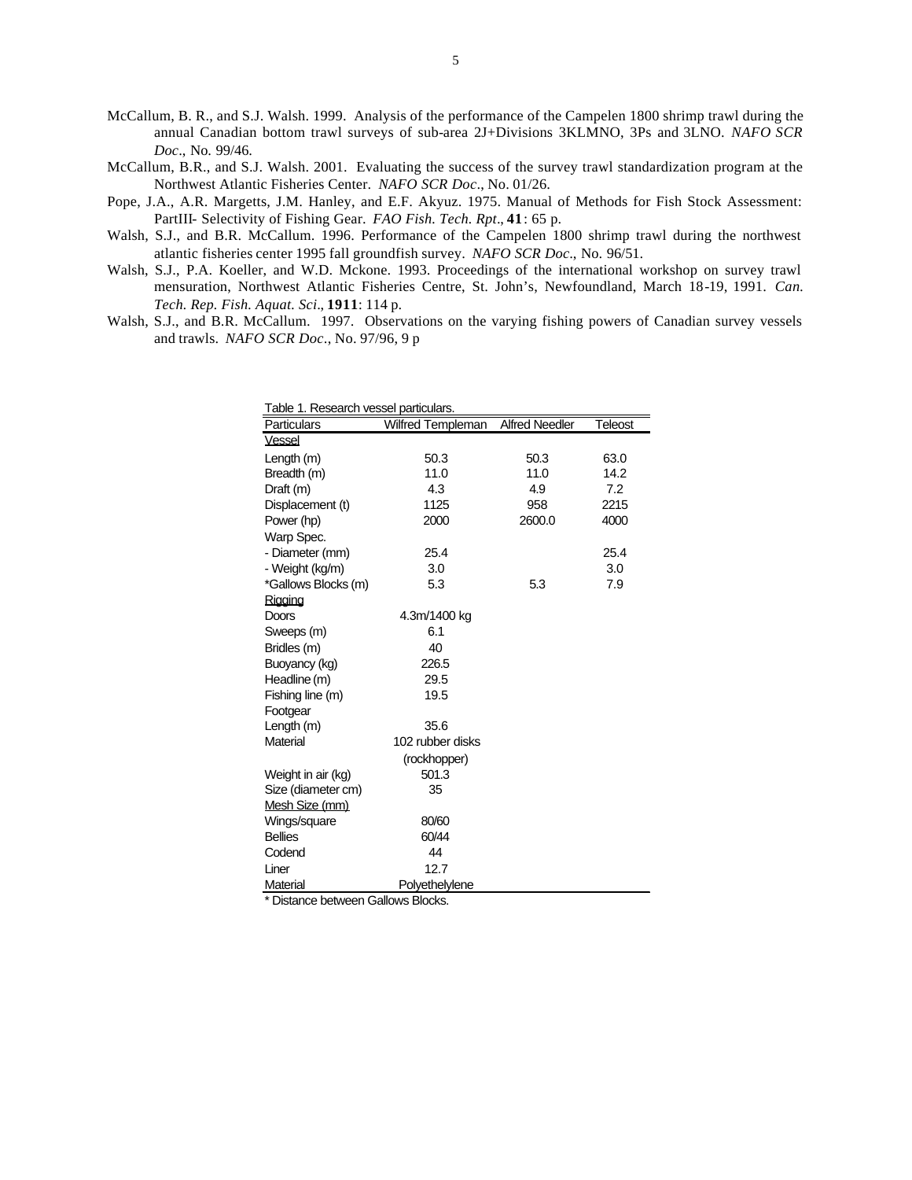McCallum, B. R., and S.J. Walsh. 1999. Analysis of the performance of the Campelen 1800 shrimp trawl during the annual Canadian bottom trawl surveys of sub-area 2J+Divisions 3KLMNO, 3Ps and 3LNO. *NAFO SCR Doc*., No. 99/46.

McCallum, B.R., and S.J. Walsh. 2001. Evaluating the success of the survey trawl standardization program at the Northwest Atlantic Fisheries Center. *NAFO SCR Doc*., No. 01/26.

Pope, J.A., A.R. Margetts, J.M. Hanley, and E.F. Akyuz. 1975. Manual of Methods for Fish Stock Assessment: PartIII- Selectivity of Fishing Gear. *FAO Fish. Tech. Rpt*., **41**: 65 p.

Walsh, S.J., and B.R. McCallum. 1996. Performance of the Campelen 1800 shrimp trawl during the northwest atlantic fisheries center 1995 fall groundfish survey. *NAFO SCR Doc*., No. 96/51.

Walsh, S.J., P.A. Koeller, and W.D. Mckone. 1993. Proceedings of the international workshop on survey trawl mensuration, Northwest Atlantic Fisheries Centre, St. John's, Newfoundland, March 18-19, 1991. *Can. Tech. Rep. Fish. Aquat. Sci*., **1911**: 114 p.

Walsh, S.J., and B.R. McCallum. 1997. Observations on the varying fishing powers of Canadian survey vessels and trawls. *NAFO SCR Doc*., No. 97/96, 9 p

Table 1. Research vessel particulars.

| Particulars | Wilfred Templeman | Alfred Needler | Teleost |
|---|---|---|---|
| Vessel | | | |
| Length (m) | 50.3 | 50.3 | 63.0 |
| Breadth (m) | 11.0 | 11.0 | 14.2 |
| Draft (m) | 4.3 | 4.9 | 7.2 |
| Displacement (t) | 1125 | 958 | 2215 |
| Power (hp) | 2000 | 2600.0 | 4000 |
| Warp Spec. | | | |
| - Diameter (mm) | 25.4 | | 25.4 |
| - Weight (kg/m) | 3.0 | | 3.0 |
| *Gallows Blocks (m) | 5.3 | 5.3 | 7.9 |
| Rigging | | | |
| Doors | 4.3m/1400 kg | | |
| Sweeps (m) | 6.1 | | |
| Bridles (m) | 40 | | |
| Buoyancy (kg) | 226.5 | | |
| Headline (m) | 29.5 | | |
| Fishing line (m) | 19.5 | | |
| Footgear | | | |
| Length (m) | 35.6 | | |
| Material | 102 rubber disks (rockhopper) | | |
| Weight in air (kg) | 501.3 | | |
| Size (diameter cm) | 35 | | |
| Mesh Size (mm) | | | |
| Wings/square | 80/60 | | |
| Bellies | 60/44 | | |
| Codend | 44 | | |
| Liner | 12.7 | | |
| Material | Polyethelylene | | |

* Distance between Gallows Blocks.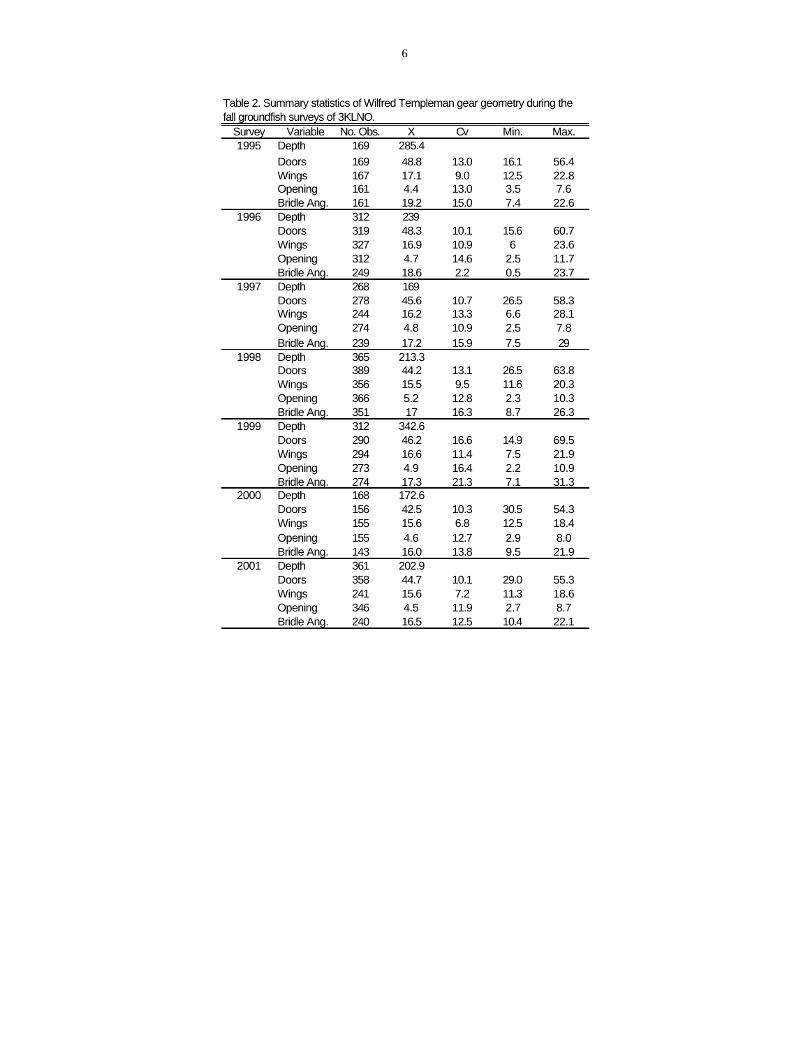Table 2. Summary statistics of Wilfred Templeman gear geometry during the fall groundfish surveys of 3KLNO.

| Survey | Variable | No. Obs. | X | Cv | Min. | Max. |
|---|---|---|---|---|---|---|
| 1995 | Depth | 169 | 285.4 | | | |
| | Doors | 169 | 48.8 | 13.0 | 16.1 | 56.4 |
| | Wings | 167 | 17.1 | 9.0 | 12.5 | 22.8 |
| | Opening | 161 | 4.4 | 13.0 | 3.5 | 7.6 |
| | Bridle Ang. | 161 | 19.2 | 15.0 | 7.4 | 22.6 |
| 1996 | Depth | 312 | 239 | | | |
| | Doors | 319 | 48.3 | 10.1 | 15.6 | 60.7 |
| | Wings | 327 | 16.9 | 10.9 | 6 | 23.6 |
| | Opening | 312 | 4.7 | 14.6 | 2.5 | 11.7 |
| | Bridle Ang. | 249 | 18.6 | 2.2 | 0.5 | 23.7 |
| 1997 | Depth | 268 | 169 | | | |
| | Doors | 278 | 45.6 | 10.7 | 26.5 | 58.3 |
| | Wings | 244 | 16.2 | 13.3 | 6.6 | 28.1 |
| | Opening | 274 | 4.8 | 10.9 | 2.5 | 7.8 |
| | Bridle Ang. | 239 | 17.2 | 15.9 | 7.5 | 29 |
| 1998 | Depth | 365 | 213.3 | | | |
| | Doors | 389 | 44.2 | 13.1 | 26.5 | 63.8 |
| | Wings | 356 | 15.5 | 9.5 | 11.6 | 20.3 |
| | Opening | 366 | 5.2 | 12.8 | 2.3 | 10.3 |
| | Bridle Ang. | 351 | 17 | 16.3 | 8.7 | 26.3 |
| 1999 | Depth | 312 | 342.6 | | | |
| | Doors | 290 | 46.2 | 16.6 | 14.9 | 69.5 |
| | Wings | 294 | 16.6 | 11.4 | 7.5 | 21.9 |
| | Opening | 273 | 4.9 | 16.4 | 2.2 | 10.9 |
| | Bridle Ang. | 274 | 17.3 | 21.3 | 7.1 | 31.3 |
| 2000 | Depth | 168 | 172.6 | | | |
| | Doors | 156 | 42.5 | 10.3 | 30.5 | 54.3 |
| | Wings | 155 | 15.6 | 6.8 | 12.5 | 18.4 |
| | Opening | 155 | 4.6 | 12.7 | 2.9 | 8.0 |
| | Bridle Ang. | 143 | 16.0 | 13.8 | 9.5 | 21.9 |
| 2001 | Depth | 361 | 202.9 | | | |
| | Doors | 358 | 44.7 | 10.1 | 29.0 | 55.3 |
| | Wings | 241 | 15.6 | 7.2 | 11.3 | 18.6 |
| | Opening | 346 | 4.5 | 11.9 | 2.7 | 8.7 |
| | Bridle Ang. | 240 | 16.5 | 12.5 | 10.4 | 22.1 |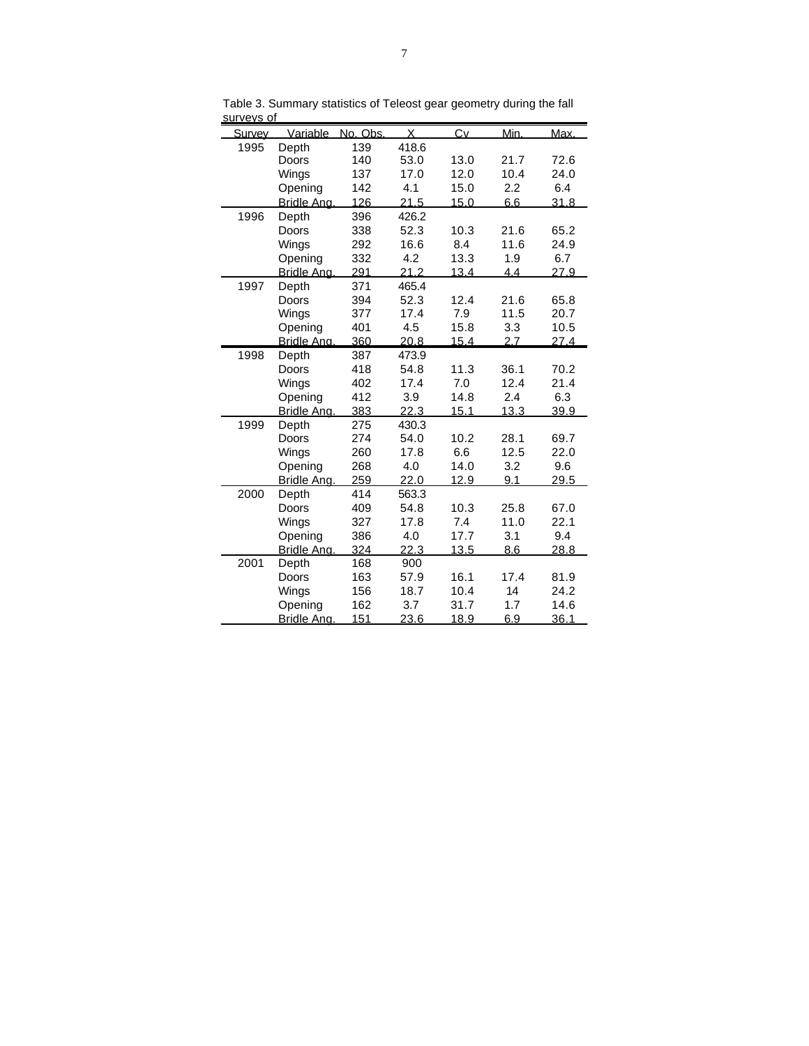Table 3. Summary statistics of Teleost gear geometry during the fall surveys of

| Survey | Variable | No. Obs. | X | Cv | Min. | Max. |
|---|---|---|---|---|---|---|
| 1995 | Depth | 139 | 418.6 | | | |
| | Doors | 140 | 53.0 | 13.0 | 21.7 | 72.6 |
| | Wings | 137 | 17.0 | 12.0 | 10.4 | 24.0 |
| | Opening | 142 | 4.1 | 15.0 | 2.2 | 6.4 |
| | Bridle Ang. | 126 | 21.5 | 15.0 | 6.6 | 31.8 |
| 1996 | Depth | 396 | 426.2 | | | |
| | Doors | 338 | 52.3 | 10.3 | 21.6 | 65.2 |
| | Wings | 292 | 16.6 | 8.4 | 11.6 | 24.9 |
| | Opening | 332 | 4.2 | 13.3 | 1.9 | 6.7 |
| | Bridle Ang. | 291 | 21.2 | 13.4 | 4.4 | 27.9 |
| 1997 | Depth | 371 | 465.4 | | | |
| | Doors | 394 | 52.3 | 12.4 | 21.6 | 65.8 |
| | Wings | 377 | 17.4 | 7.9 | 11.5 | 20.7 |
| | Opening | 401 | 4.5 | 15.8 | 3.3 | 10.5 |
| | Bridle Ang. | 360 | 20.8 | 15.4 | 2.7 | 27.4 |
| 1998 | Depth | 387 | 473.9 | | | |
| | Doors | 418 | 54.8 | 11.3 | 36.1 | 70.2 |
| | Wings | 402 | 17.4 | 7.0 | 12.4 | 21.4 |
| | Opening | 412 | 3.9 | 14.8 | 2.4 | 6.3 |
| | Bridle Ang. | 383 | 22.3 | 15.1 | 13.3 | 39.9 |
| 1999 | Depth | 275 | 430.3 | | | |
| | Doors | 274 | 54.0 | 10.2 | 28.1 | 69.7 |
| | Wings | 260 | 17.8 | 6.6 | 12.5 | 22.0 |
| | Opening | 268 | 4.0 | 14.0 | 3.2 | 9.6 |
| | Bridle Ang. | 259 | 22.0 | 12.9 | 9.1 | 29.5 |
| 2000 | Depth | 414 | 563.3 | | | |
| | Doors | 409 | 54.8 | 10.3 | 25.8 | 67.0 |
| | Wings | 327 | 17.8 | 7.4 | 11.0 | 22.1 |
| | Opening | 386 | 4.0 | 17.7 | 3.1 | 9.4 |
| | Bridle Ang. | 324 | 22.3 | 13.5 | 8.6 | 28.8 |
| 2001 | Depth | 168 | 900 | | | |
| | Doors | 163 | 57.9 | 16.1 | 17.4 | 81.9 |
| | Wings | 156 | 18.7 | 10.4 | 14 | 24.2 |
| | Opening | 162 | 3.7 | 31.7 | 1.7 | 14.6 |
| | Bridle Ang. | 151 | 23.6 | 18.9 | 6.9 | 36.1 |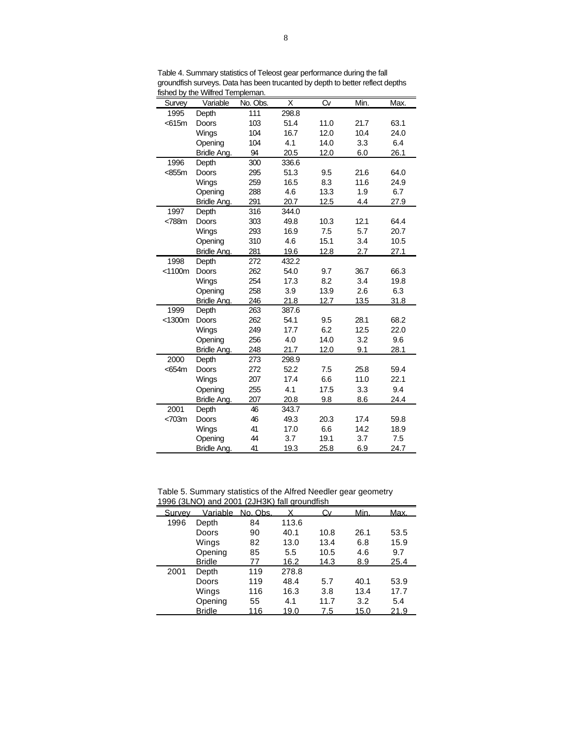Table 4. Summary statistics of Teleost gear performance during the fall groundfish surveys. Data has been trucanted by depth to better reflect depths fished by the Wilfred Templeman.

| Survey | Variable | No. Obs. | X | Cv | Min. | Max. |
|---|---|---|---|---|---|---|
| 1995 | Depth | 111 | 298.8 | | | |
| <615m | Doors | 103 | 51.4 | 11.0 | 21.7 | 63.1 |
| | Wings | 104 | 16.7 | 12.0 | 10.4 | 24.0 |
| | Opening | 104 | 4.1 | 14.0 | 3.3 | 6.4 |
| | Bridle Ang. | 94 | 20.5 | 12.0 | 6.0 | 26.1 |
| 1996 | Depth | 300 | 336.6 | | | |
| <855m | Doors | 295 | 51.3 | 9.5 | 21.6 | 64.0 |
| | Wings | 259 | 16.5 | 8.3 | 11.6 | 24.9 |
| | Opening | 288 | 4.6 | 13.3 | 1.9 | 6.7 |
| | Bridle Ang. | 291 | 20.7 | 12.5 | 4.4 | 27.9 |
| 1997 | Depth | 316 | 344.0 | | | |
| <788m | Doors | 303 | 49.8 | 10.3 | 12.1 | 64.4 |
| | Wings | 293 | 16.9 | 7.5 | 5.7 | 20.7 |
| | Opening | 310 | 4.6 | 15.1 | 3.4 | 10.5 |
| | Bridle Ang. | 281 | 19.6 | 12.8 | 2.7 | 27.1 |
| 1998 | Depth | 272 | 432.2 | | | |
| <1100m | Doors | 262 | 54.0 | 9.7 | 36.7 | 66.3 |
| | Wings | 254 | 17.3 | 8.2 | 3.4 | 19.8 |
| | Opening | 258 | 3.9 | 13.9 | 2.6 | 6.3 |
| | Bridle Ang. | 246 | 21.8 | 12.7 | 13.5 | 31.8 |
| 1999 | Depth | 263 | 387.6 | | | |
| <1300m | Doors | 262 | 54.1 | 9.5 | 28.1 | 68.2 |
| | Wings | 249 | 17.7 | 6.2 | 12.5 | 22.0 |
| | Opening | 256 | 4.0 | 14.0 | 3.2 | 9.6 |
| | Bridle Ang. | 248 | 21.7 | 12.0 | 9.1 | 28.1 |
| 2000 | Depth | 273 | 298.9 | | | |
| <654m | Doors | 272 | 52.2 | 7.5 | 25.8 | 59.4 |
| | Wings | 207 | 17.4 | 6.6 | 11.0 | 22.1 |
| | Opening | 255 | 4.1 | 17.5 | 3.3 | 9.4 |
| | Bridle Ang. | 207 | 20.8 | 9.8 | 8.6 | 24.4 |
| 2001 | Depth | 46 | 343.7 | | | |
| <703m | Doors | 46 | 49.3 | 20.3 | 17.4 | 59.8 |
| | Wings | 41 | 17.0 | 6.6 | 14.2 | 18.9 |
| | Opening | 44 | 3.7 | 19.1 | 3.7 | 7.5 |
| | Bridle Ang. | 41 | 19.3 | 25.8 | 6.9 | 24.7 |

Table 5. Summary statistics of the Alfred Needler gear geometry 1996 (3LNO) and 2001 (2JH3K) fall groundfish

| Survey | Variable | No. Obs. | X | Cv | Min. | Max. |
|---|---|---|---|---|---|---|
| 1996 | Depth | 84 | 113.6 | | | |
| | Doors | 90 | 40.1 | 10.8 | 26.1 | 53.5 |
| | Wings | 82 | 13.0 | 13.4 | 6.8 | 15.9 |
| | Opening | 85 | 5.5 | 10.5 | 4.6 | 9.7 |
| | Bridle | 77 | 16.2 | 14.3 | 8.9 | 25.4 |
| 2001 | Depth | 119 | 278.8 | | | |
| | Doors | 119 | 48.4 | 5.7 | 40.1 | 53.9 |
| | Wings | 116 | 16.3 | 3.8 | 13.4 | 17.7 |
| | Opening | 55 | 4.1 | 11.7 | 3.2 | 5.4 |
| | Bridle | 116 | 19.0 | 7.5 | 15.0 | 21.9 |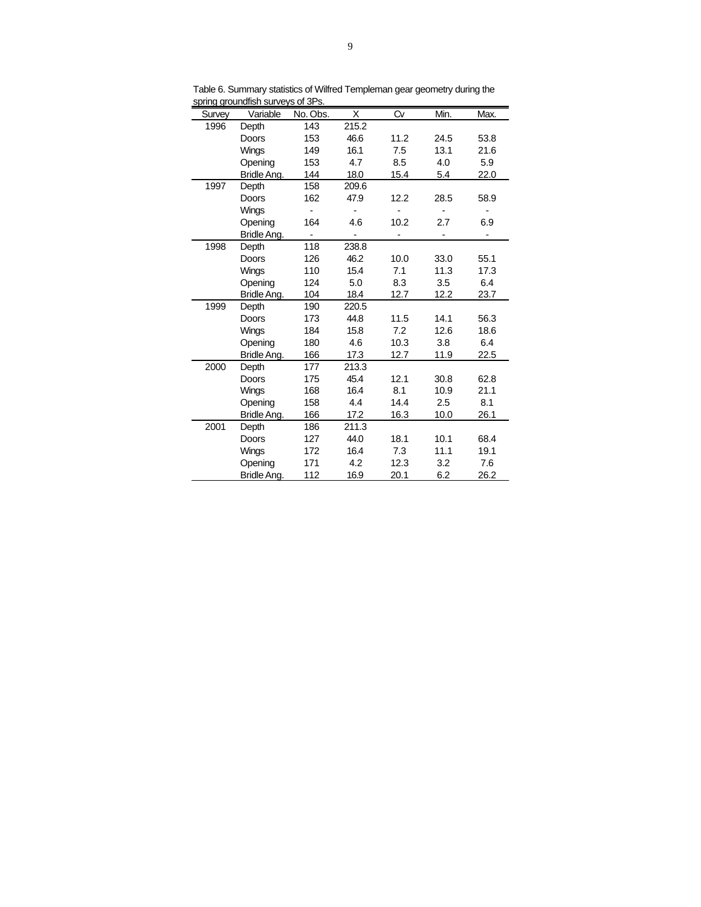Table 6. Summary statistics of Wilfred Templeman gear geometry during the spring groundfish surveys of 3Ps.

| Survey | Variable | No. Obs. | X | Cv | Min. | Max. |
|---|---|---|---|---|---|---|
| 1996 | Depth | 143 | 215.2 | | | |
| | Doors | 153 | 46.6 | 11.2 | 24.5 | 53.8 |
| | Wings | 149 | 16.1 | 7.5 | 13.1 | 21.6 |
| | Opening | 153 | 4.7 | 8.5 | 4.0 | 5.9 |
| | Bridle Ang. | 144 | 18.0 | 15.4 | 5.4 | 22.0 |
| 1997 | Depth | 158 | 209.6 | | | |
| | Doors | 162 | 47.9 | 12.2 | 28.5 | 58.9 |
| | Wings | - | - | - | - | - |
| | Opening | 164 | 4.6 | 10.2 | 2.7 | 6.9 |
| | Bridle Ang. | - | - | - | - | - |
| 1998 | Depth | 118 | 238.8 | | | |
| | Doors | 126 | 46.2 | 10.0 | 33.0 | 55.1 |
| | Wings | 110 | 15.4 | 7.1 | 11.3 | 17.3 |
| | Opening | 124 | 5.0 | 8.3 | 3.5 | 6.4 |
| | Bridle Ang. | 104 | 18.4 | 12.7 | 12.2 | 23.7 |
| 1999 | Depth | 190 | 220.5 | | | |
| | Doors | 173 | 44.8 | 11.5 | 14.1 | 56.3 |
| | Wings | 184 | 15.8 | 7.2 | 12.6 | 18.6 |
| | Opening | 180 | 4.6 | 10.3 | 3.8 | 6.4 |
| | Bridle Ang. | 166 | 17.3 | 12.7 | 11.9 | 22.5 |
| 2000 | Depth | 177 | 213.3 | | | |
| | Doors | 175 | 45.4 | 12.1 | 30.8 | 62.8 |
| | Wings | 168 | 16.4 | 8.1 | 10.9 | 21.1 |
| | Opening | 158 | 4.4 | 14.4 | 2.5 | 8.1 |
| | Bridle Ang. | 166 | 17.2 | 16.3 | 10.0 | 26.1 |
| 2001 | Depth | 186 | 211.3 | | | |
| | Doors | 127 | 44.0 | 18.1 | 10.1 | 68.4 |
| | Wings | 172 | 16.4 | 7.3 | 11.1 | 19.1 |
| | Opening | 171 | 4.2 | 12.3 | 3.2 | 7.6 |
| | Bridle Ang. | 112 | 16.9 | 20.1 | 6.2 | 26.2 |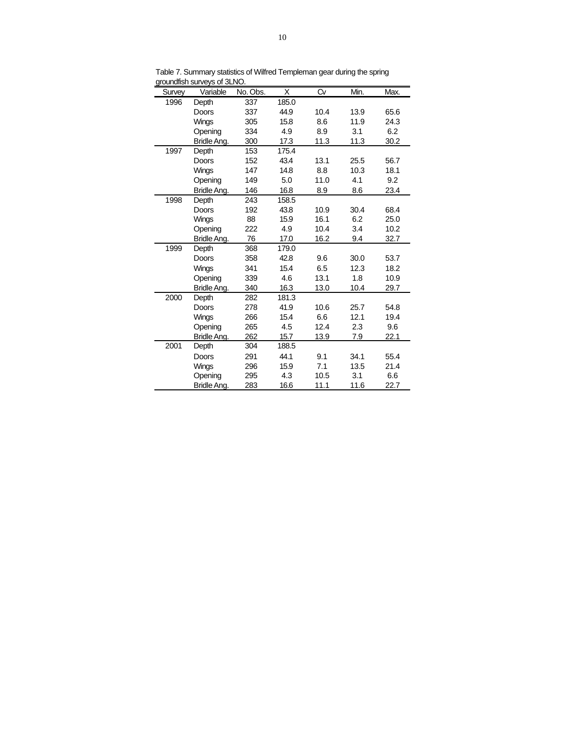Table 7. Summary statistics of Wilfred Templeman gear during the spring groundfish surveys of 3LNO.

| Survey | Variable | No. Obs. | X | Cv | Min. | Max. |
|---|---|---|---|---|---|---|
| 1996 | Depth | 337 | 185.0 | | | |
| | Doors | 337 | 44.9 | 10.4 | 13.9 | 65.6 |
| | Wings | 305 | 15.8 | 8.6 | 11.9 | 24.3 |
| | Opening | 334 | 4.9 | 8.9 | 3.1 | 6.2 |
| | Bridle Ang. | 300 | 17.3 | 11.3 | 11.3 | 30.2 |
| 1997 | Depth | 153 | 175.4 | | | |
| | Doors | 152 | 43.4 | 13.1 | 25.5 | 56.7 |
| | Wings | 147 | 14.8 | 8.8 | 10.3 | 18.1 |
| | Opening | 149 | 5.0 | 11.0 | 4.1 | 9.2 |
| | Bridle Ang. | 146 | 16.8 | 8.9 | 8.6 | 23.4 |
| 1998 | Depth | 243 | 158.5 | | | |
| | Doors | 192 | 43.8 | 10.9 | 30.4 | 68.4 |
| | Wings | 88 | 15.9 | 16.1 | 6.2 | 25.0 |
| | Opening | 222 | 4.9 | 10.4 | 3.4 | 10.2 |
| | Bridle Ang. | 76 | 17.0 | 16.2 | 9.4 | 32.7 |
| 1999 | Depth | 368 | 179.0 | | | |
| | Doors | 358 | 42.8 | 9.6 | 30.0 | 53.7 |
| | Wings | 341 | 15.4 | 6.5 | 12.3 | 18.2 |
| | Opening | 339 | 4.6 | 13.1 | 1.8 | 10.9 |
| | Bridle Ang. | 340 | 16.3 | 13.0 | 10.4 | 29.7 |
| 2000 | Depth | 282 | 181.3 | | | |
| | Doors | 278 | 41.9 | 10.6 | 25.7 | 54.8 |
| | Wings | 266 | 15.4 | 6.6 | 12.1 | 19.4 |
| | Opening | 265 | 4.5 | 12.4 | 2.3 | 9.6 |
| | Bridle Ang. | 262 | 15.7 | 13.9 | 7.9 | 22.1 |
| 2001 | Depth | 304 | 188.5 | | | |
| | Doors | 291 | 44.1 | 9.1 | 34.1 | 55.4 |
| | Wings | 296 | 15.9 | 7.1 | 13.5 | 21.4 |
| | Opening | 295 | 4.3 | 10.5 | 3.1 | 6.6 |
| | Bridle Ang. | 283 | 16.6 | 11.1 | 11.6 | 22.7 |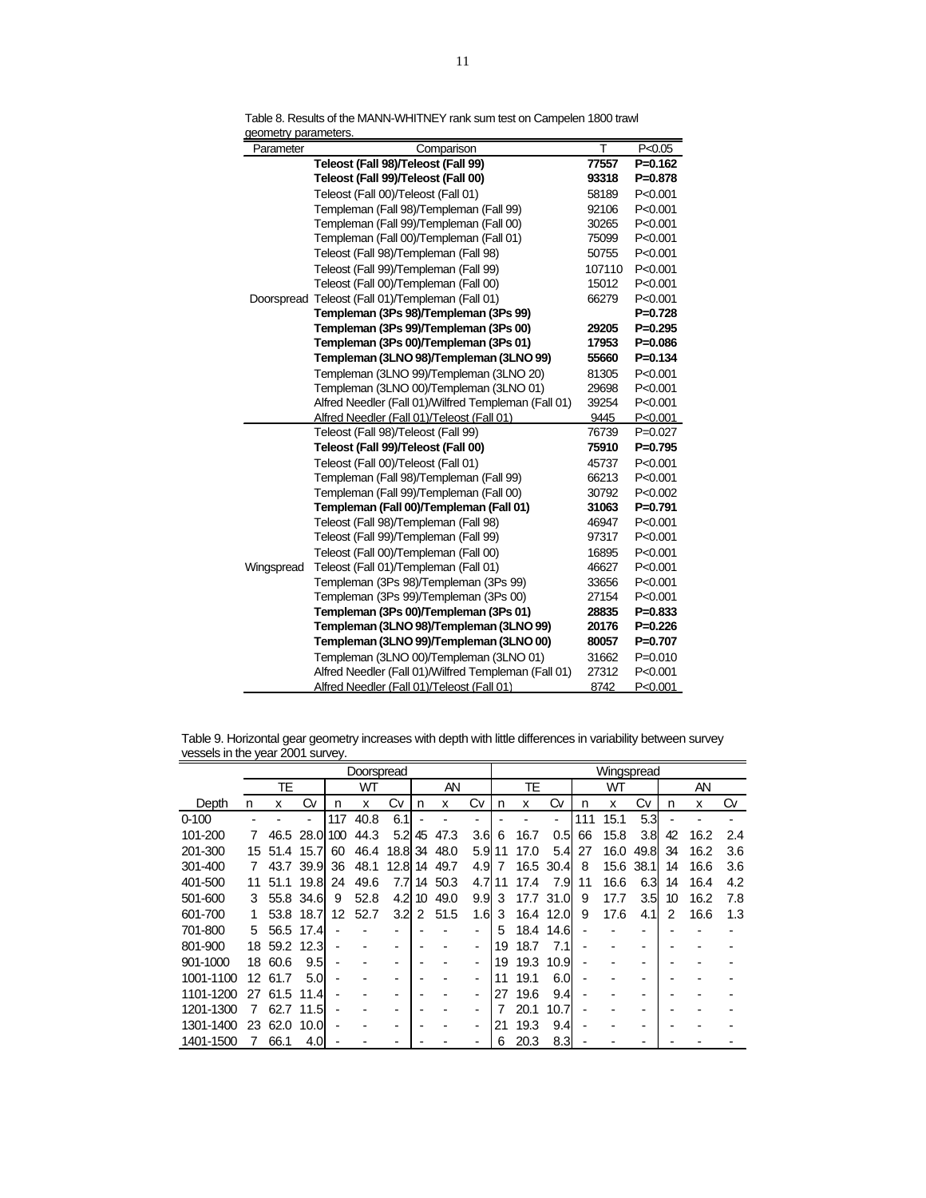Table 8. Results of the MANN-WHITNEY rank sum test on Campelen 1800 trawl geometry parameters.

| Parameter | Comparison | T | P<0.05 |
|---|---|---|---|
| Doorspread | **Teleost (Fall 98)/Teleost (Fall 99)** | **77557** | **P=0.162** |
| | **Teleost (Fall 99)/Teleost (Fall 00)** | **93318** | **P=0.878** |
| | Teleost (Fall 00)/Teleost (Fall 01) | 58189 | P<0.001 |
| | Templeman (Fall 98)/Templeman (Fall 99) | 92106 | P<0.001 |
| | Templeman (Fall 99)/Templeman (Fall 00) | 30265 | P<0.001 |
| | Templeman (Fall 00)/Templeman (Fall 01) | 75099 | P<0.001 |
| | Teleost (Fall 98)/Templeman (Fall 98) | 50755 | P<0.001 |
| | Teleost (Fall 99)/Templeman (Fall 99) | 107110 | P<0.001 |
| | Teleost (Fall 00)/Templeman (Fall 00) | 15012 | P<0.001 |
| | Teleost (Fall 01)/Templeman (Fall 01) | 66279 | P<0.001 |
| | **Templeman (3Ps 98)/Templeman (3Ps 99)** | | **P=0.728** |
| | **Templeman (3Ps 99)/Templeman (3Ps 00)** | **29205** | **P=0.295** |
| | **Templeman (3Ps 00)/Templeman (3Ps 01)** | **17953** | **P=0.086** |
| | **Templeman (3LNO 98)/Templeman (3LNO 99)** | **55660** | **P=0.134** |
| | Templeman (3LNO 99)/Templeman (3LNO 20) | 81305 | P<0.001 |
| | Templeman (3LNO 00)/Templeman (3LNO 01) | 29698 | P<0.001 |
| | Alfred Needler (Fall 01)/Wilfred Templeman (Fall 01) | 39254 | P<0.001 |
| | Alfred Needler (Fall 01)/Teleost (Fall 01) | 9445 | P<0.001 |
| Wingspread | Teleost (Fall 98)/Teleost (Fall 99) | 76739 | P=0.027 |
| | **Teleost (Fall 99)/Teleost (Fall 00)** | **75910** | **P=0.795** |
| | Teleost (Fall 00)/Teleost (Fall 01) | 45737 | P<0.001 |
| | Templeman (Fall 98)/Templeman (Fall 99) | 66213 | P<0.001 |
| | Templeman (Fall 99)/Templeman (Fall 00) | 30792 | P<0.002 |
| | **Templeman (Fall 00)/Templeman (Fall 01)** | **31063** | **P=0.791** |
| | Teleost (Fall 98)/Templeman (Fall 98) | 46947 | P<0.001 |
| | Teleost (Fall 99)/Templeman (Fall 99) | 97317 | P<0.001 |
| | Teleost (Fall 00)/Templeman (Fall 00) | 16895 | P<0.001 |
| | Teleost (Fall 01)/Templeman (Fall 01) | 46627 | P<0.001 |
| | Templeman (3Ps 98)/Templeman (3Ps 99) | 33656 | P<0.001 |
| | Templeman (3Ps 99)/Templeman (3Ps 00) | 27154 | P<0.001 |
| | **Templeman (3Ps 00)/Templeman (3Ps 01)** | **28835** | **P=0.833** |
| | **Templeman (3LNO 98)/Templeman (3LNO 99)** | **20176** | **P=0.226** |
| | **Templeman (3LNO 99)/Templeman (3LNO 00)** | **80057** | **P=0.707** |
| | Templeman (3LNO 00)/Templeman (3LNO 01) | 31662 | P=0.010 |
| | Alfred Needler (Fall 01)/Wilfred Templeman (Fall 01) | 27312 | P<0.001 |
| | Alfred Needler (Fall 01)/Teleost (Fall 01) | 8742 | P<0.001 |

Table 9. Horizontal gear geometry increases with depth with little differences in variability between survey vessels in the year 2001 survey.

| | Doorspread | | | | | | | | | Wingspread | | | | | | | | |
|---|---|---|---|---|---|---|---|---|---|---|---|---|---|---|---|---|---|---|
| | TE | | | WT | | | AN | | | TE | | | WT | | | AN | | |
| Depth | n | x | Cv | n | x | Cv | n | x | Cv | n | x | Cv | n | x | Cv | n | x | Cv |
| 0-100 | - | - | - | 117 | 40.8 | 6.1 | - | - | - | - | - | - | 111 | 15.1 | 5.3 | - | - | - |
| 101-200 | 7 | 46.5 | 28.0 | 100 | 44.3 | 5.2 | 45 | 47.3 | 3.6 | 6 | 16.7 | 0.5 | 66 | 15.8 | 3.8 | 42 | 16.2 | 2.4 |
| 201-300 | 15 | 51.4 | 15.7 | 60 | 46.4 | 18.8 | 34 | 48.0 | 5.9 | 11 | 17.0 | 5.4 | 27 | 16.0 | 49.8 | 34 | 16.2 | 3.6 |
| 301-400 | 7 | 43.7 | 39.9 | 36 | 48.1 | 12.8 | 14 | 49.7 | 4.9 | 7 | 16.5 | 30.4 | 8 | 15.6 | 38.1 | 14 | 16.6 | 3.6 |
| 401-500 | 11 | 51.1 | 19.8 | 24 | 49.6 | 7.7 | 14 | 50.3 | 4.7 | 11 | 17.4 | 7.9 | 11 | 16.6 | 6.3 | 14 | 16.4 | 4.2 |
| 501-600 | 3 | 55.8 | 34.6 | 9 | 52.8 | 4.2 | 10 | 49.0 | 9.9 | 3 | 17.7 | 31.0 | 9 | 17.7 | 3.5 | 10 | 16.2 | 7.8 |
| 601-700 | 1 | 53.8 | 18.7 | 12 | 52.7 | 3.2 | 2 | 51.5 | 1.6 | 3 | 16.4 | 12.0 | 9 | 17.6 | 4.1 | 2 | 16.6 | 1.3 |
| 701-800 | 5 | 56.5 | 17.4 | - | - | - | - | - | - | 5 | 18.4 | 14.6 | - | - | - | - | - | - |
| 801-900 | 18 | 59.2 | 12.3 | - | - | - | - | - | - | 19 | 18.7 | 7.1 | - | - | - | - | - | - |
| 901-1000 | 18 | 60.6 | 9.5 | - | - | - | - | - | - | 19 | 19.3 | 10.9 | - | - | - | - | - | - |
| 1001-1100 | 12 | 61.7 | 5.0 | - | - | - | - | - | - | 11 | 19.1 | 6.0 | - | - | - | - | - | - |
| 1101-1200 | 27 | 61.5 | 11.4 | - | - | - | - | - | - | 27 | 19.6 | 9.4 | - | - | - | - | - | - |
| 1201-1300 | 7 | 62.7 | 11.5 | - | - | - | - | - | - | 7 | 20.1 | 10.7 | - | - | - | - | - | - |
| 1301-1400 | 23 | 62.0 | 10.0 | - | - | - | - | - | - | 21 | 19.3 | 9.4 | - | - | - | - | - | - |
| 1401-1500 | 7 | 66.1 | 4.0 | - | - | - | - | - | - | 6 | 20.3 | 8.3 | - | - | - | - | - | - |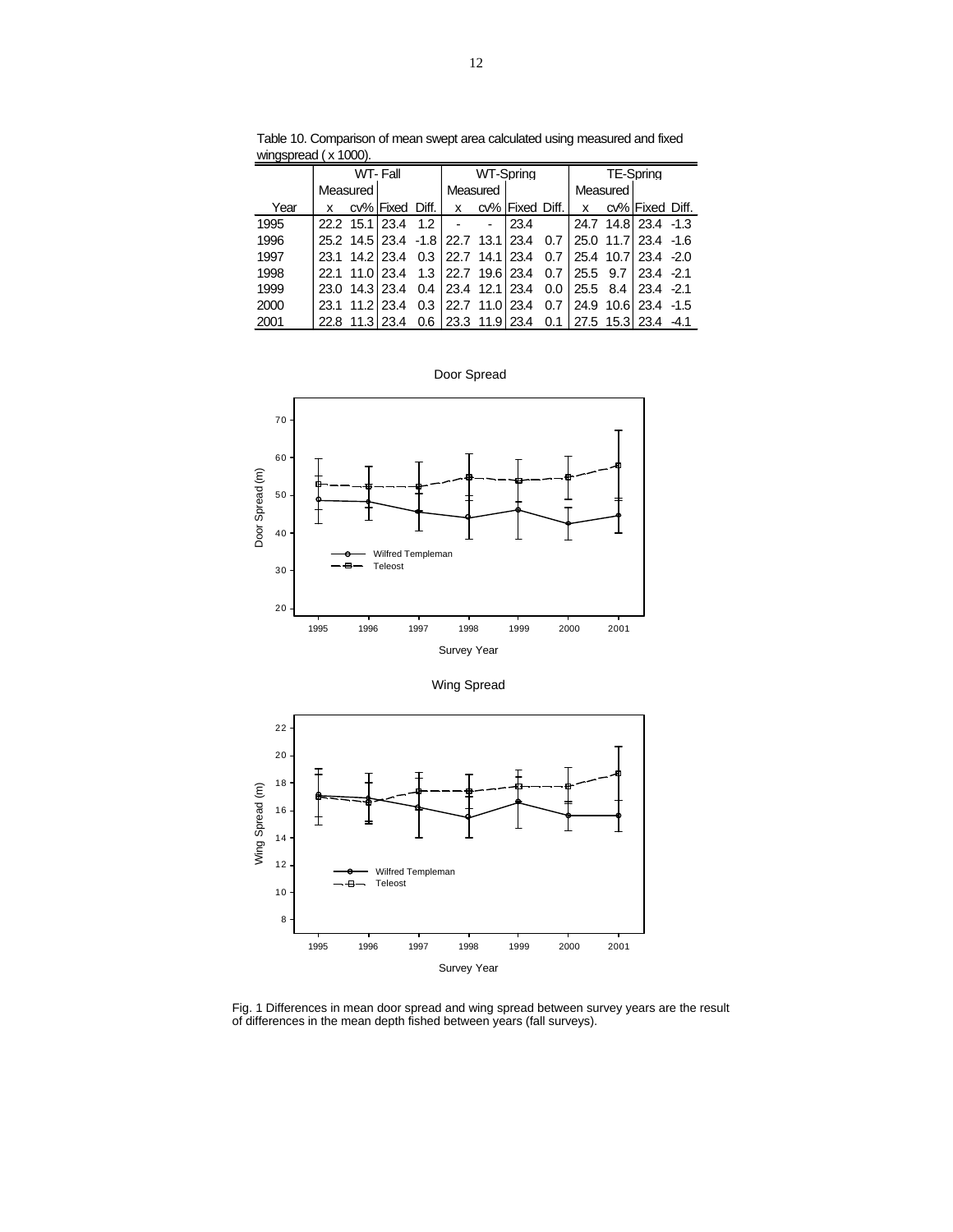Table 10. Comparison of mean swept area calculated using measured and fixed wingspread ( x 1000).

| | WT- Fall | | | | WT-Spring | | | | TE-Spring | | | |
|---|---|---|---|---|---|---|---|---|---|---|---|---|
| | Measured | | | | Measured | | | | Measured | | | |
| Year | x | cv% | Fixed | Diff. | x | cv% | Fixed | Diff. | x | cv% | Fixed | Diff. |
| 1995 | 22.2 | 15.1 | 23.4 | 1.2 | - | - | 23.4 | | 24.7 | 14.8 | 23.4 | -1.3 |
| 1996 | 25.2 | 14.5 | 23.4 | -1.8 | 22.7 | 13.1 | 23.4 | 0.7 | 25.0 | 11.7 | 23.4 | -1.6 |
| 1997 | 23.1 | 14.2 | 23.4 | 0.3 | 22.7 | 14.1 | 23.4 | 0.7 | 25.4 | 10.7 | 23.4 | -2.0 |
| 1998 | 22.1 | 11.0 | 23.4 | 1.3 | 22.7 | 19.6 | 23.4 | 0.7 | 25.5 | 9.7 | 23.4 | -2.1 |
| 1999 | 23.0 | 14.3 | 23.4 | 0.4 | 23.4 | 12.1 | 23.4 | 0.0 | 25.5 | 8.4 | 23.4 | -2.1 |
| 2000 | 23.1 | 11.2 | 23.4 | 0.3 | 22.7 | 11.0 | 23.4 | 0.7 | 24.9 | 10.6 | 23.4 | -1.5 |
| 2001 | 22.8 | 11.3 | 23.4 | 0.6 | 23.3 | 11.9 | 23.4 | 0.1 | 27.5 | 15.3 | 23.4 | -4.1 |

Fig. 1 Differences in mean door spread and wing spread between survey years are the result of differences in the mean depth fished between years (fall surveys).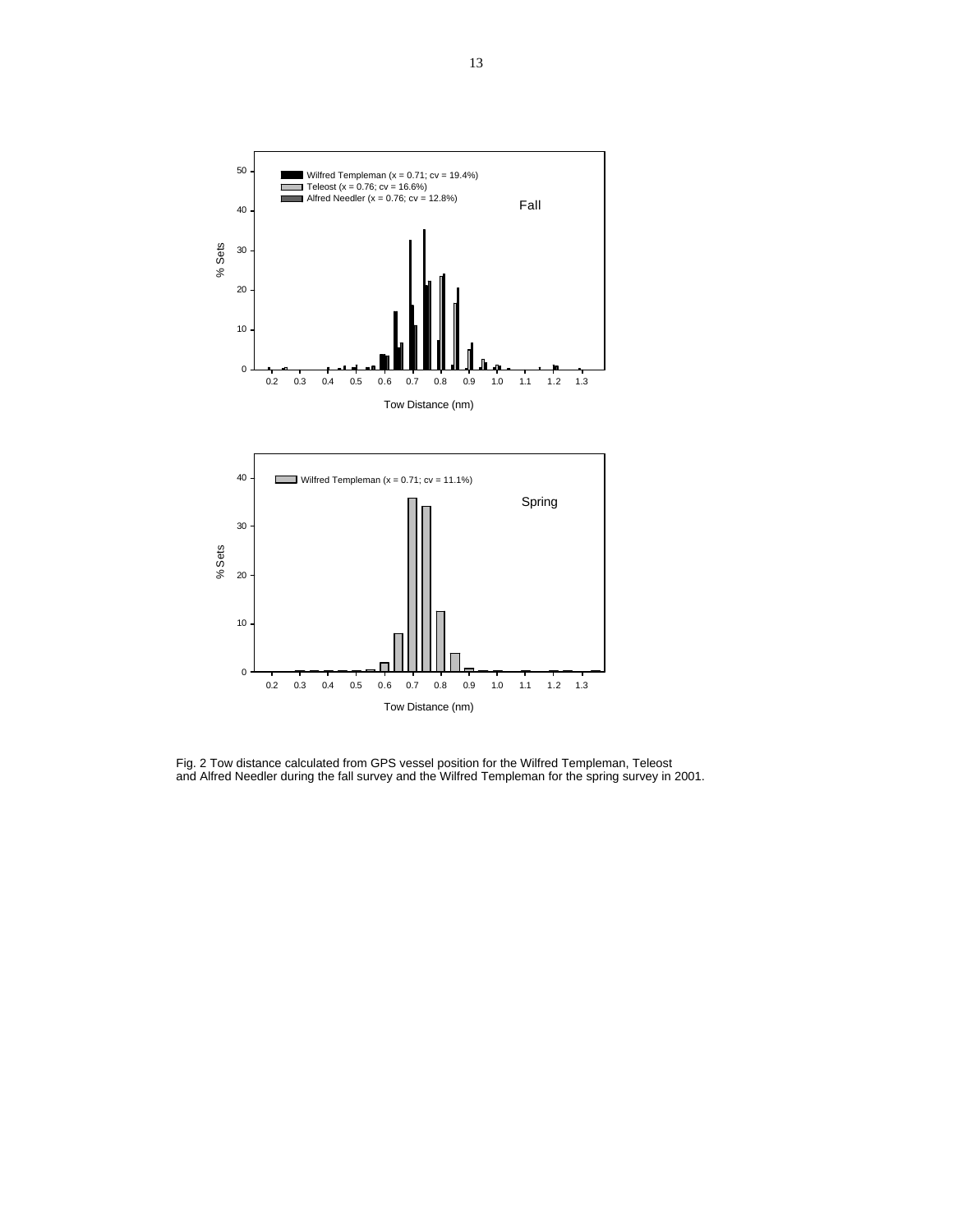Fig. 2 Tow distance calculated from GPS vessel position for the Wilfred Templeman, Teleost and Alfred Needler during the fall survey and the Wilfred Templeman for the spring survey in 2001.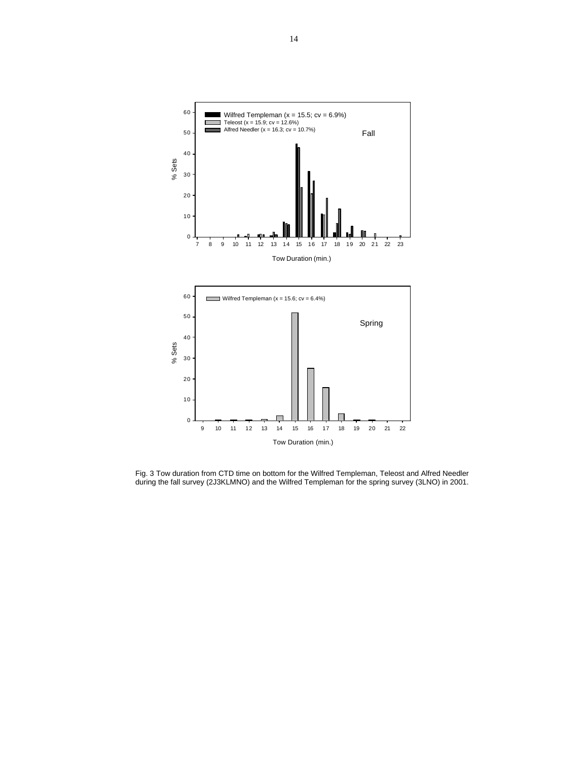Fig. 3 Tow duration from CTD time on bottom for the Wilfred Templeman, Teleost and Alfred Needler during the fall survey (2J3KLMNO) and the Wilfred Templeman for the spring survey (3LNO) in 2001.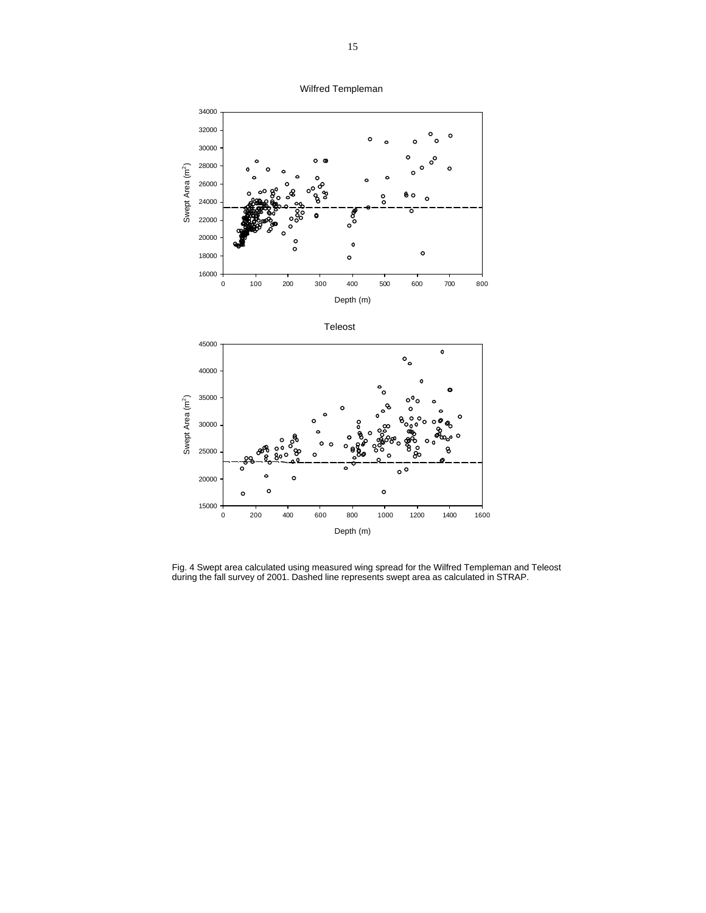Wilfred Templeman

Teleost

Fig. 4 Swept area calculated using measured wing spread for the Wilfred Templeman and Teleost during the fall survey of 2001. Dashed line represents swept area as calculated in STRAP.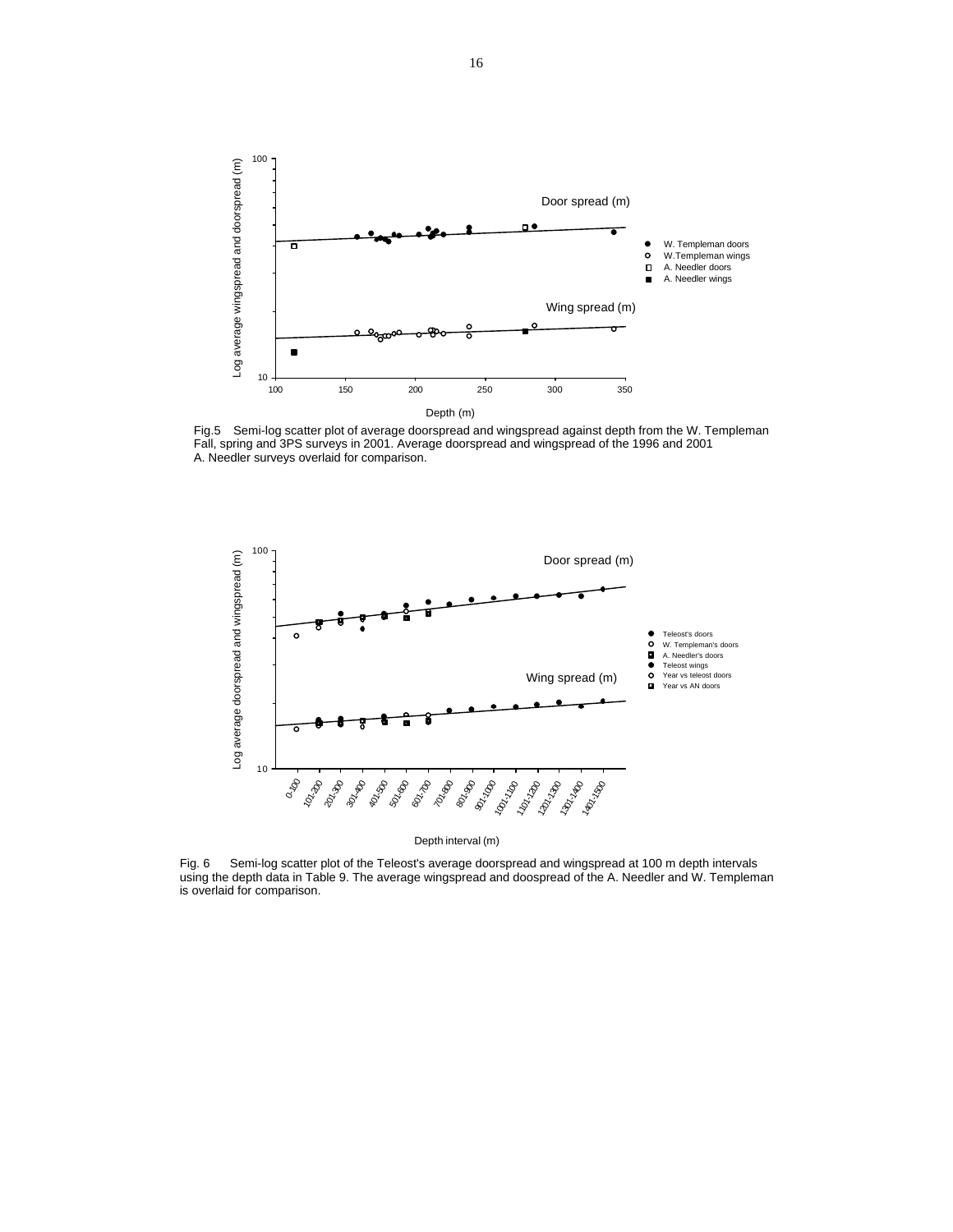Log average wingspread and doorspread (m)

100

10

100 150 200 250 300 350

Depth (m)

Door spread (m)

Wing spread (m)

W. Templeman doors
W.Templeman wings
A. Needler doors
A. Needler wings

Fig.5 Semi-log scatter plot of average doorspread and wingspread against depth from the W. Templeman Fall, spring and 3PS surveys in 2001. Average doorspread and wingspread of the 1996 and 2001 A. Needler surveys overlaid for comparison.

Log average doorspread and wingspread (m)

100

10

0-100 101-200 201-300 301-400 401-500 501-600 601-700 701-800 801-900 901-1000 1001-1100 1101-1200 1201-1300 1301-1400 1401-1500

Depth interval (m)

Door spread (m)

Wing spread (m)

Teleost's doors
W. Templeman's doors
A. Needler's doors
Teleost wings
Year vs teleost doors
Year vs AN doors

Fig. 6 Semi-log scatter plot of the Teleost's average doorspread and wingspread at 100 m depth intervals using the depth data in Table 9. The average wingspread and doospread of the A. Needler and W. Templeman is overlaid for comparison.